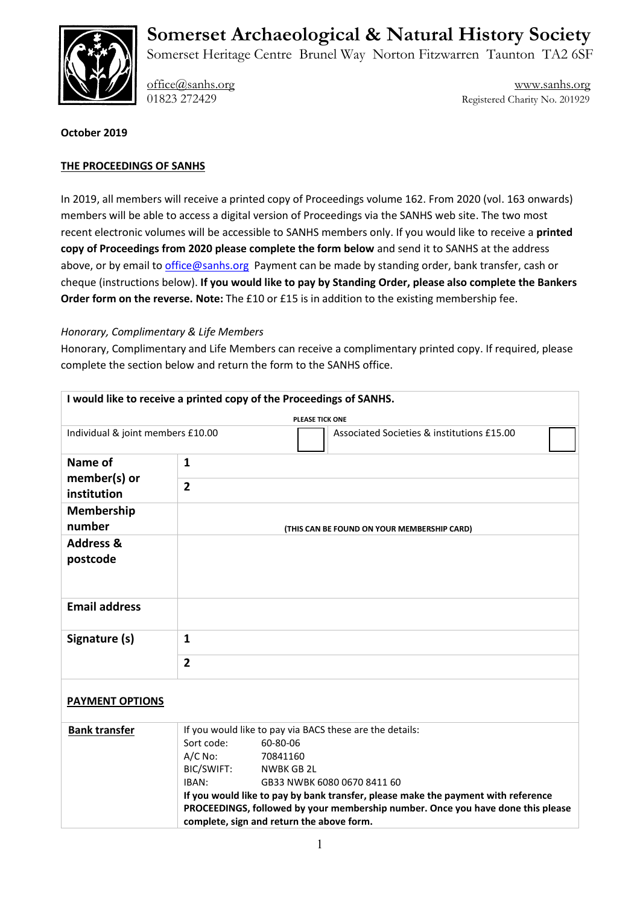# Somerset Archaeological & Natural History Society

Somerset Heritage Centre Brunel Way Norton Fitzwarren Taunton TA2 6SF

office@sanhs.org
01823 272429

www.sanhs.org
Registered Charity No. 201929

**October 2019**

**THE PROCEEDINGS OF SANHS**

In 2019, all members will receive a printed copy of Proceedings volume 162. From 2020 (vol. 163 onwards) members will be able to access a digital version of Proceedings via the SANHS web site. The two most recent electronic volumes will be accessible to SANHS members only. If you would like to receive a **printed copy of Proceedings from 2020 please complete the form below** and send it to SANHS at the address above, or by email to office@sanhs.org Payment can be made by standing order, bank transfer, cash or cheque (instructions below). **If you would like to pay by Standing Order, please also complete the Bankers Order form on the reverse. Note:** The £10 or £15 is in addition to the existing membership fee.

*Honorary, Complimentary & Life Members*

Honorary, Complimentary and Life Members can receive a complimentary printed copy. If required, please complete the section below and return the form to the SANHS office.

| **I would like to receive a printed copy of the Proceedings of SANHS.** | | | |
|---|---|---|---|
| PLEASE TICK ONE | | | |
| Individual & joint members £10.00 | ☐ | Associated Societies & institutions £15.00 | ☐ |
| **Name of member(s) or institution** | **1** | | |
| | **2** | | |
| **Membership number** | (THIS CAN BE FOUND ON YOUR MEMBERSHIP CARD) | | |
| **Address & postcode** | | | |
| **Email address** | | | |
| **Signature (s)** | **1** | | |
| | **2** | | |

**PAYMENT OPTIONS**

| **Bank transfer** | If you would like to pay via BACS these are the details:<br>Sort code: 60-80-06<br>A/C No: 70841160<br>BIC/SWIFT: NWBK GB 2L<br>IBAN: GB33 NWBK 6080 0670 8411 60<br>**If you would like to pay by bank transfer, please make the payment with reference PROCEEDINGS, followed by your membership number. Once you have done this please complete, sign and return the above form.** |
|---|---|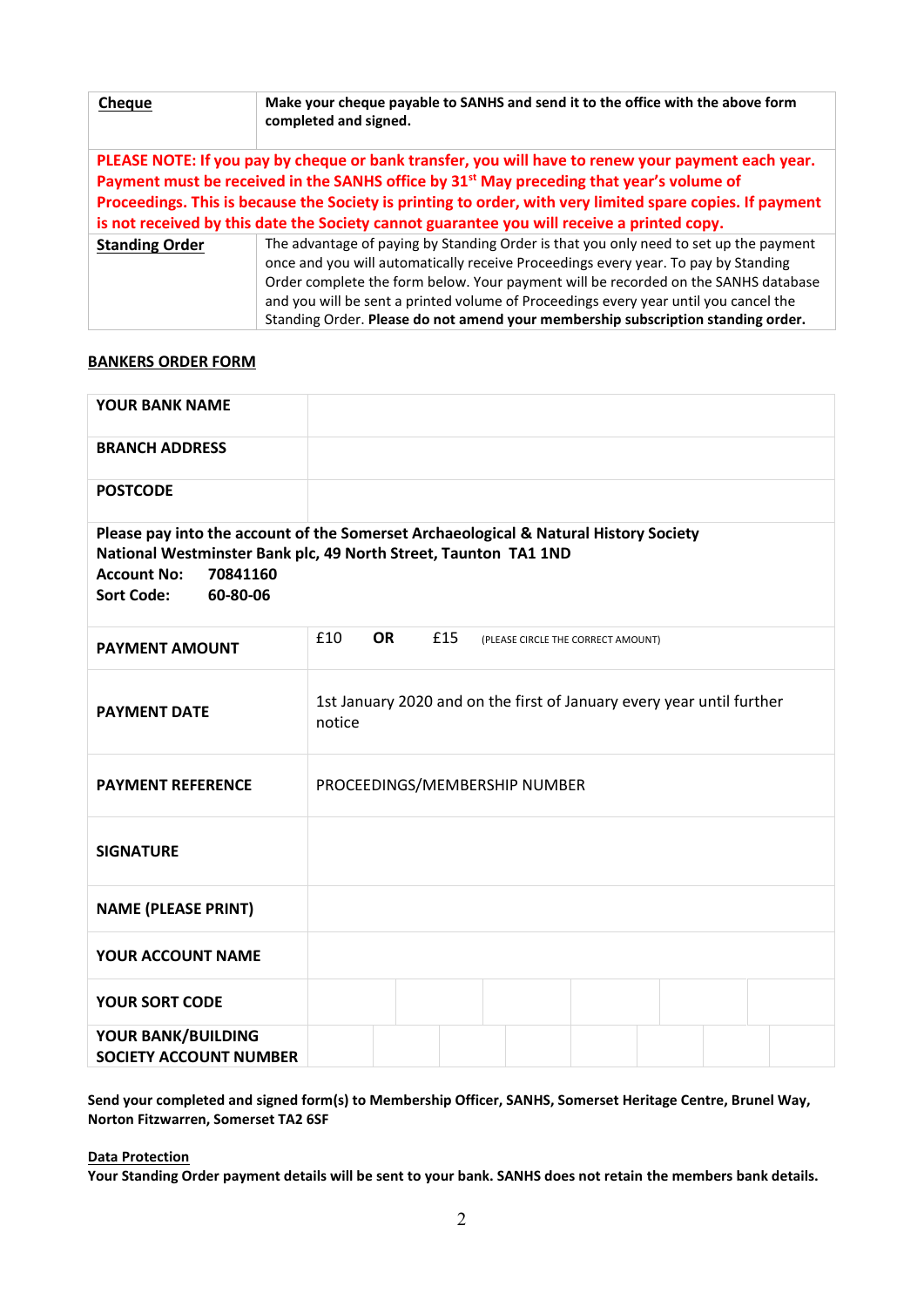| | |
|---|---|
| **Cheque** | **Make your cheque payable to SANHS and send it to the office with the above form completed and signed.** |
| **PLEASE NOTE: If you pay by cheque or bank transfer, you will have to renew your payment each year. Payment must be received in the SANHS office by 31st May preceding that year's volume of Proceedings. This is because the Society is printing to order, with very limited spare copies. If payment is not received by this date the Society cannot guarantee you will receive a printed copy.** | |
| **Standing Order** | The advantage of paying by Standing Order is that you only need to set up the payment once and you will automatically receive Proceedings every year. To pay by Standing Order complete the form below. Your payment will be recorded on the SANHS database and you will be sent a printed volume of Proceedings every year until you cancel the Standing Order. **Please do not amend your membership subscription standing order.** |

**BANKERS ORDER FORM**

| | |
|---|---|
| **YOUR BANK NAME** | |
| **BRANCH ADDRESS** | |
| **POSTCODE** | |
| **Please pay into the account of the Somerset Archaeological & Natural History Society**<br>**National Westminster Bank plc, 49 North Street, Taunton TA1 1ND**<br>**Account No: 70841160**<br>**Sort Code: 60-80-06** | |
| **PAYMENT AMOUNT** | £10 **OR** £15 (PLEASE CIRCLE THE CORRECT AMOUNT) |
| **PAYMENT DATE** | 1st January 2020 and on the first of January every year until further notice |
| **PAYMENT REFERENCE** | PROCEEDINGS/MEMBERSHIP NUMBER |
| **SIGNATURE** | |
| **NAME (PLEASE PRINT)** | |
| **YOUR ACCOUNT NAME** | |
| **YOUR SORT CODE** | |
| **YOUR BANK/BUILDING SOCIETY ACCOUNT NUMBER** | |

**Send your completed and signed form(s) to Membership Officer, SANHS, Somerset Heritage Centre, Brunel Way, Norton Fitzwarren, Somerset TA2 6SF**

**Data Protection**

**Your Standing Order payment details will be sent to your bank. SANHS does not retain the members bank details.**